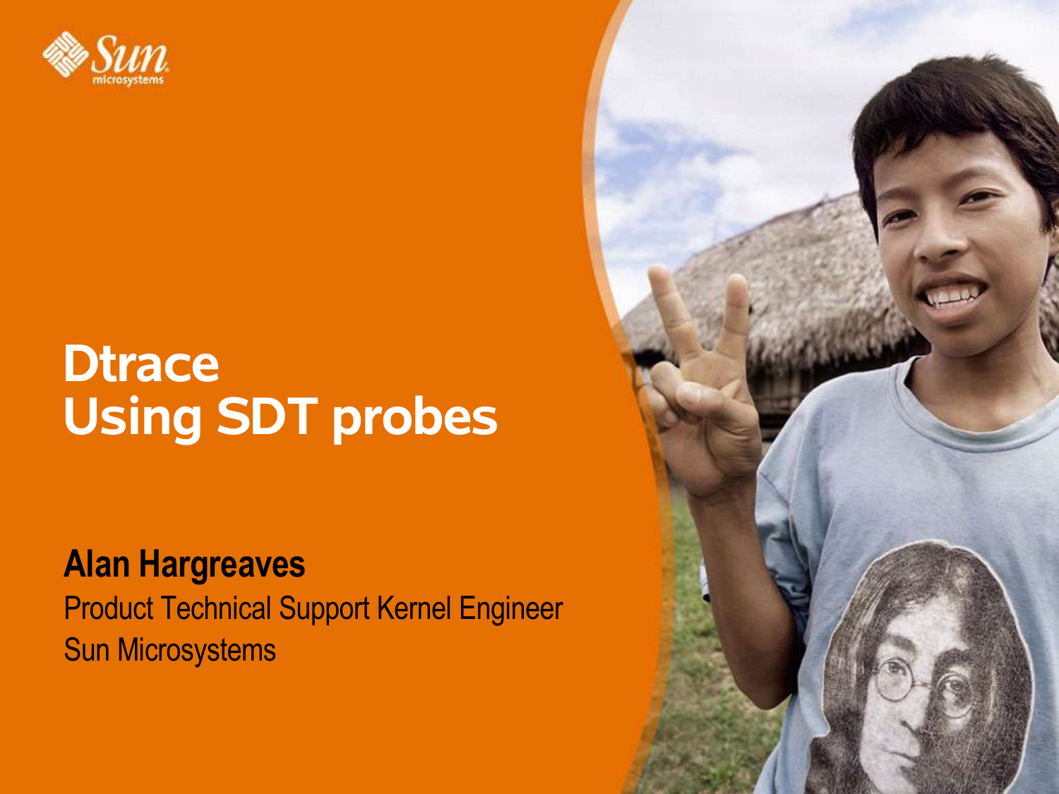# Dtrace
# Using SDT probes

**Alan Hargreaves**

Product Technical Support Kernel Engineer

Sun Microsystems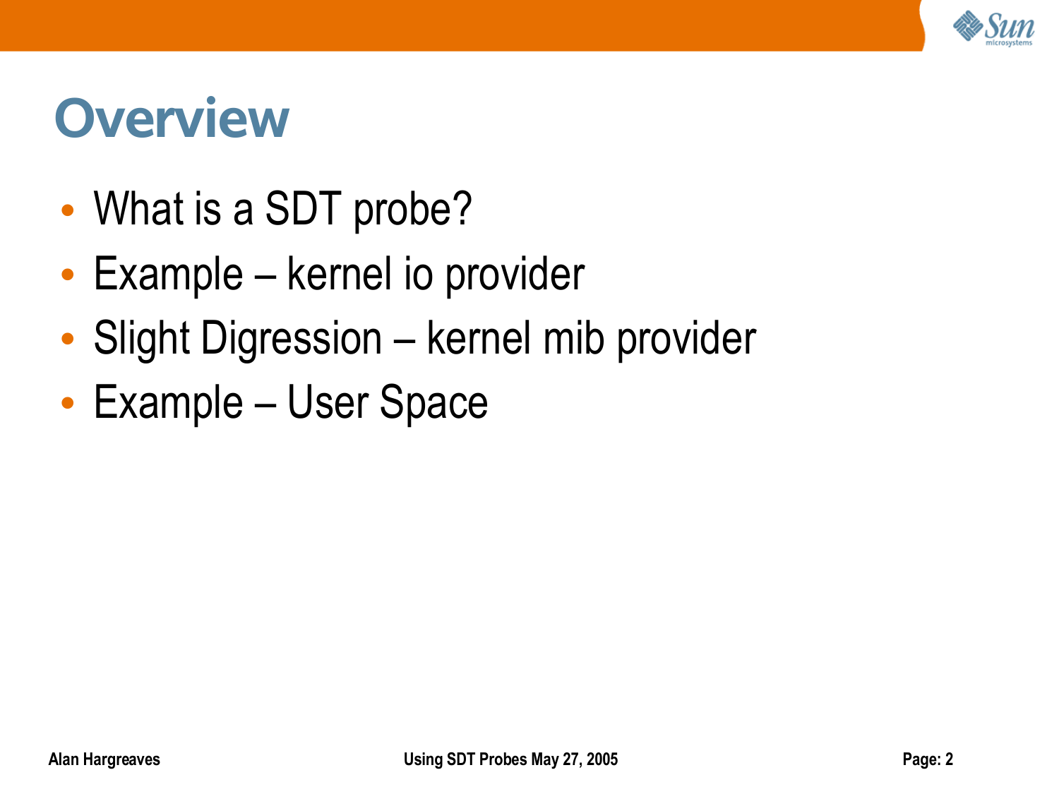# Overview

- What is a SDT probe?
- Example – kernel io provider
- Slight Digression – kernel mib provider
- Example – User Space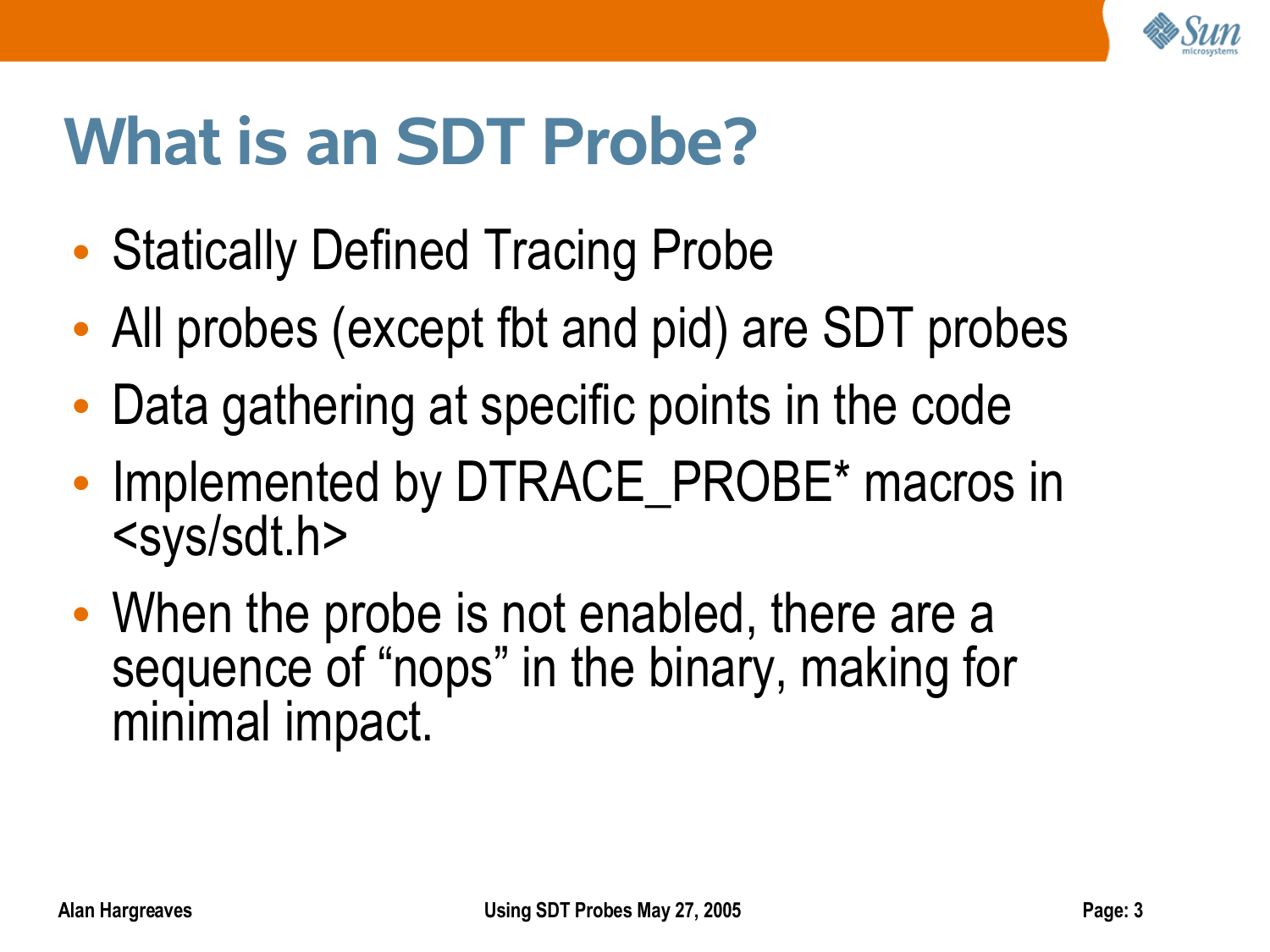# What is an SDT Probe?

- Statically Defined Tracing Probe
- All probes (except fbt and pid) are SDT probes
- Data gathering at specific points in the code
- Implemented by DTRACE_PROBE* macros in <sys/sdt.h>
- When the probe is not enabled, there are a sequence of “nops” in the binary, making for minimal impact.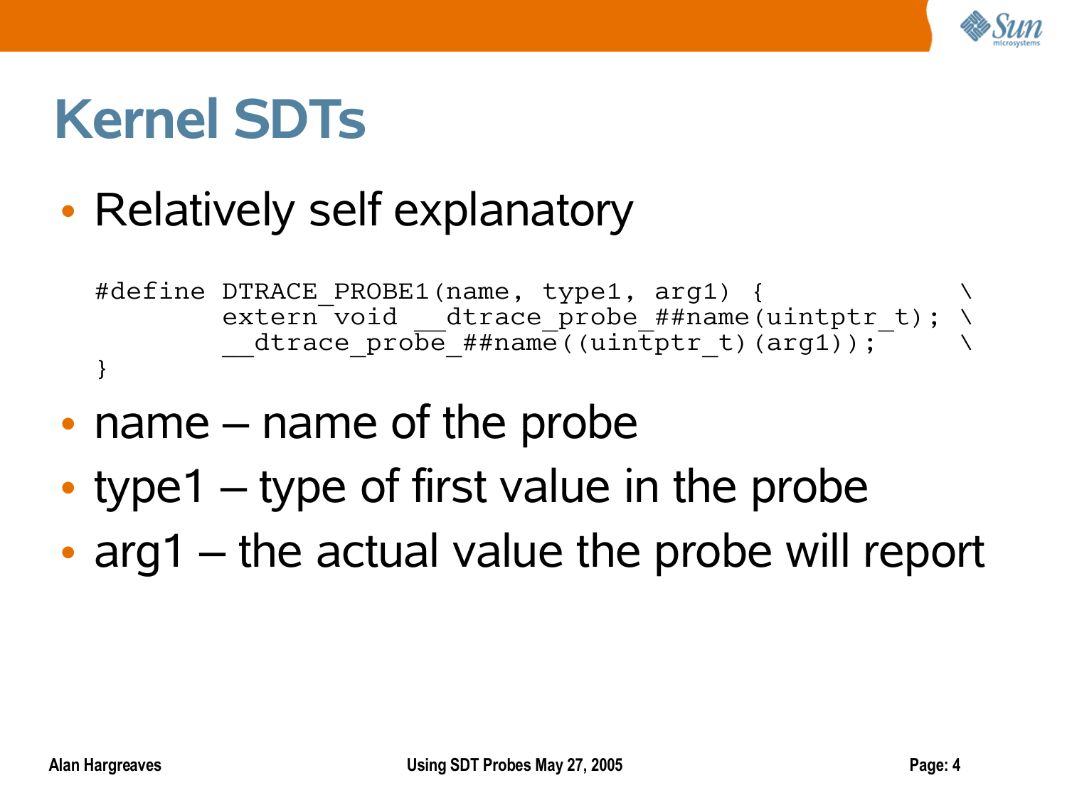# Kernel SDTs

- Relatively self explanatory

```
#define DTRACE_PROBE1(name, type1, arg1) {               \
        extern void __dtrace_probe_##name(uintptr_t); \
        __dtrace_probe_##name((uintptr_t)(arg1));     \
}
```

- name – name of the probe
- type1 – type of first value in the probe
- arg1 – the actual value the probe will report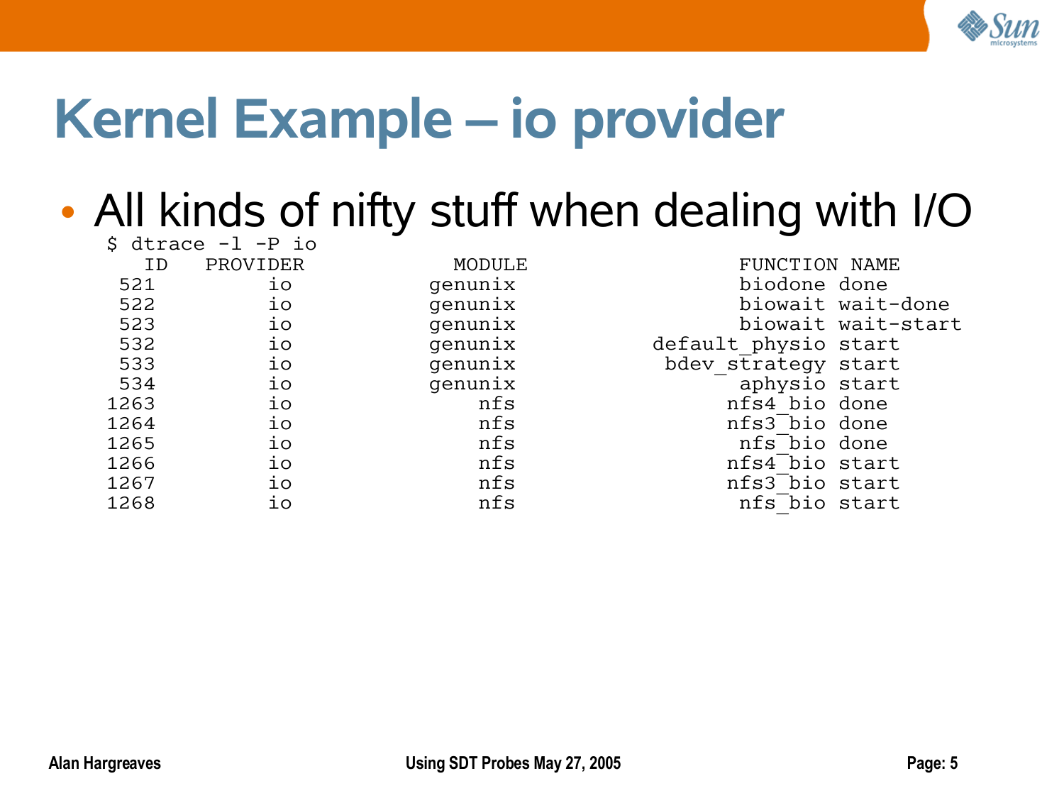# Kernel Example – io provider

- All kinds of nifty stuff when dealing with I/O

```
$ dtrace -l -P io
   ID   PROVIDER            MODULE                          FUNCTION NAME
  521         io           genunix                           biodone done
  522         io           genunix                           biowait wait-done
  523         io           genunix                           biowait wait-start
  532         io           genunix                    default_physio start
  533         io           genunix                     bdev_strategy start
  534         io           genunix                           aphysio start
 1263         io               nfs                          nfs4_bio done
 1264         io               nfs                          nfs3_bio done
 1265         io               nfs                           nfs_bio done
 1266         io               nfs                          nfs4_bio start
 1267         io               nfs                          nfs3_bio start
 1268         io               nfs                           nfs_bio start
```

Alan Hargreaves | Using SDT Probes May 27, 2005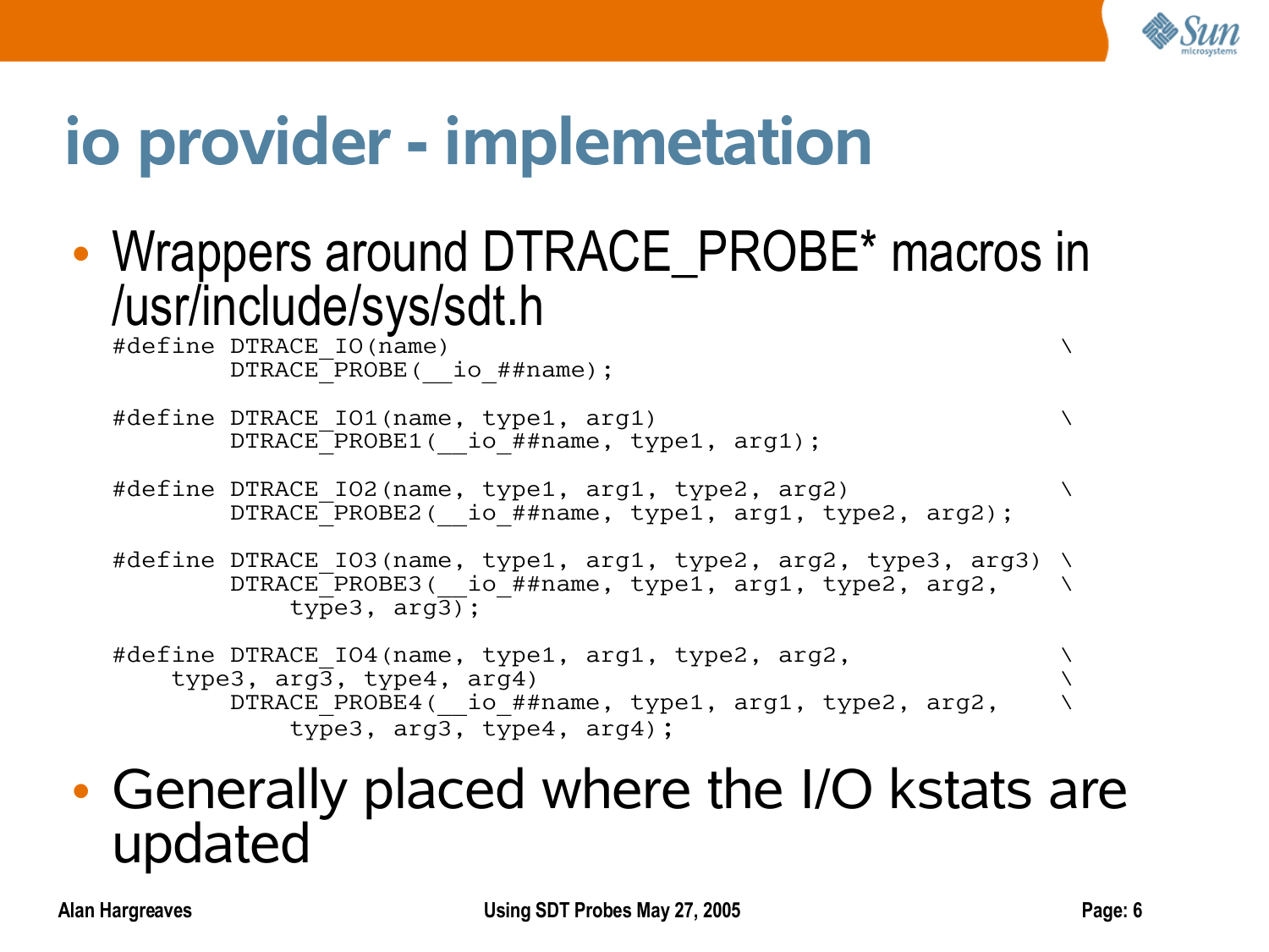# io provider - implemetation

- Wrappers around DTRACE_PROBE* macros in /usr/include/sys/sdt.h

```
#define DTRACE_IO(name)                                          \
        DTRACE_PROBE(__io_##name);

#define DTRACE_IO1(name, type1, arg1)                            \
        DTRACE_PROBE1(__io_##name, type1, arg1);

#define DTRACE_IO2(name, type1, arg1, type2, arg2)               \
        DTRACE_PROBE2(__io_##name, type1, arg1, type2, arg2);

#define DTRACE_IO3(name, type1, arg1, type2, arg2, type3, arg3)  \
        DTRACE_PROBE3(__io_##name, type1, arg1, type2, arg2,     \
            type3, arg3);

#define DTRACE_IO4(name, type1, arg1, type2, arg2,               \
    type3, arg3, type4, arg4)                                    \
        DTRACE_PROBE4(__io_##name, type1, arg1, type2, arg2,     \
            type3, arg3, type4, arg4);
```

- Generally placed where the I/O kstats are updated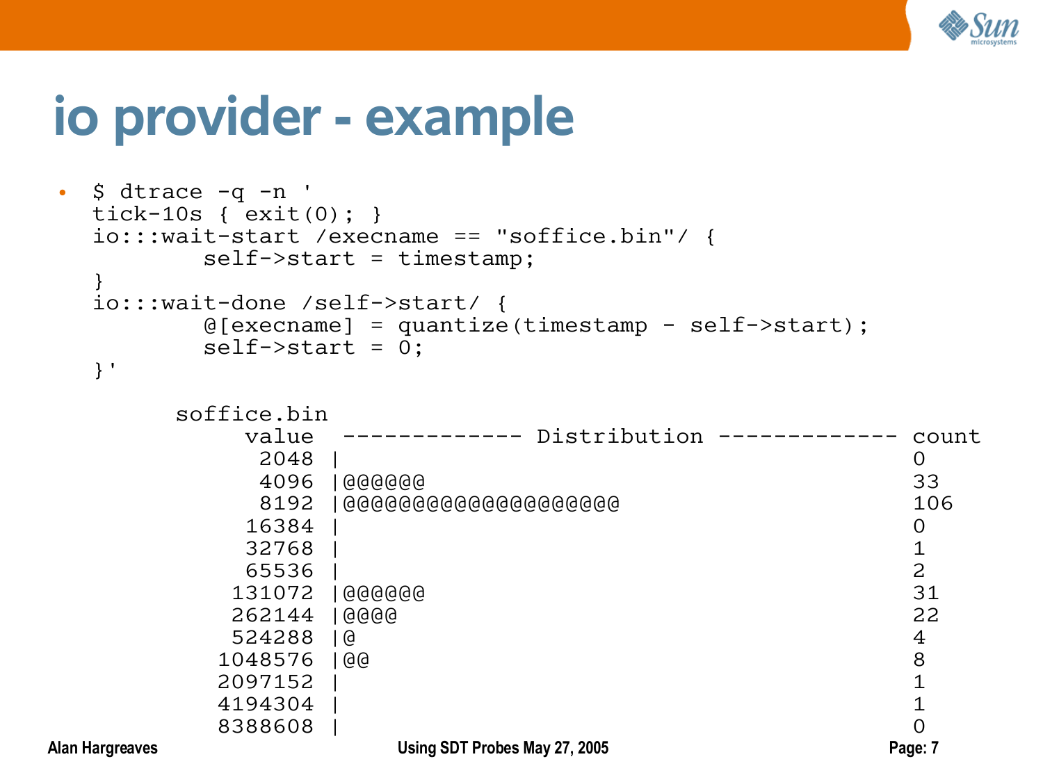# io provider - example

- ```
  $ dtrace -q -n '
  tick-10s { exit(0); }
  io:::wait-start /execname == "soffice.bin"/ {
          self->start = timestamp;
  }
  io:::wait-done /self->start/ {
          @[execname] = quantize(timestamp - self->start);
          self->start = 0;
  }'
  ```

```
      soffice.bin
           value  ------------- Distribution ------------- count
            2048 |                                         0
            4096 |@@@@@@                                   33
            8192 |@@@@@@@@@@@@@@@@@@@@                     106
           16384 |                                         0
           32768 |                                         1
           65536 |                                         2
          131072 |@@@@@@                                   31
          262144 |@@@@                                     22
          524288 |@                                        4
         1048576 |@@                                       8
         2097152 |                                         1
         4194304 |                                         1
         8388608 |                                         0
```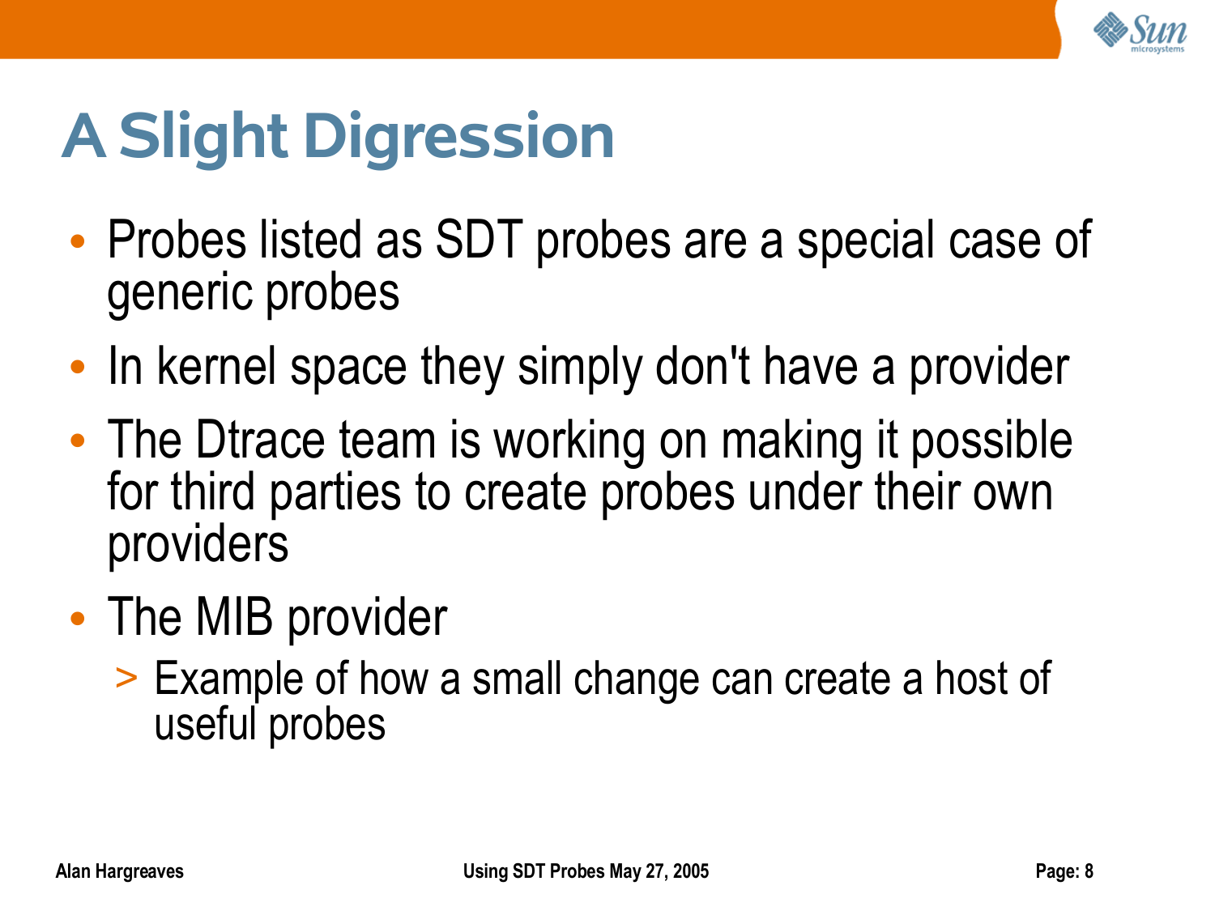# A Slight Digression

- Probes listed as SDT probes are a special case of generic probes
- In kernel space they simply don't have a provider
- The Dtrace team is working on making it possible for third parties to create probes under their own providers
- The MIB provider
  - Example of how a small change can create a host of useful probes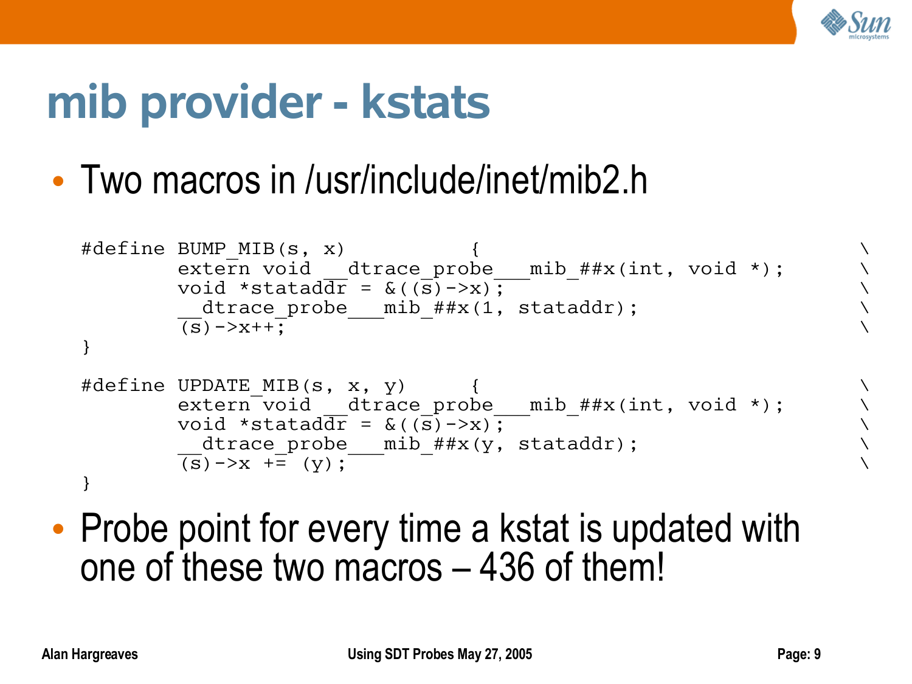# mib provider - kstats

- Two macros in /usr/include/inet/mib2.h

```
#define BUMP_MIB(s, x)          {                                    \
        extern void __dtrace_probe___mib_##x(int, void *);           \
        void *stataddr = &((s)->x);                                  \
        __dtrace_probe___mib_##x(1, stataddr);                       \
        (s)->x++;                                                    \
}

#define UPDATE_MIB(s, x, y)     {                                    \
        extern void __dtrace_probe___mib_##x(int, void *);           \
        void *stataddr = &((s)->x);                                  \
        __dtrace_probe___mib_##x(y, stataddr);                       \
        (s)->x += (y);                                               \
}
```

- Probe point for every time a kstat is updated with one of these two macros – 436 of them!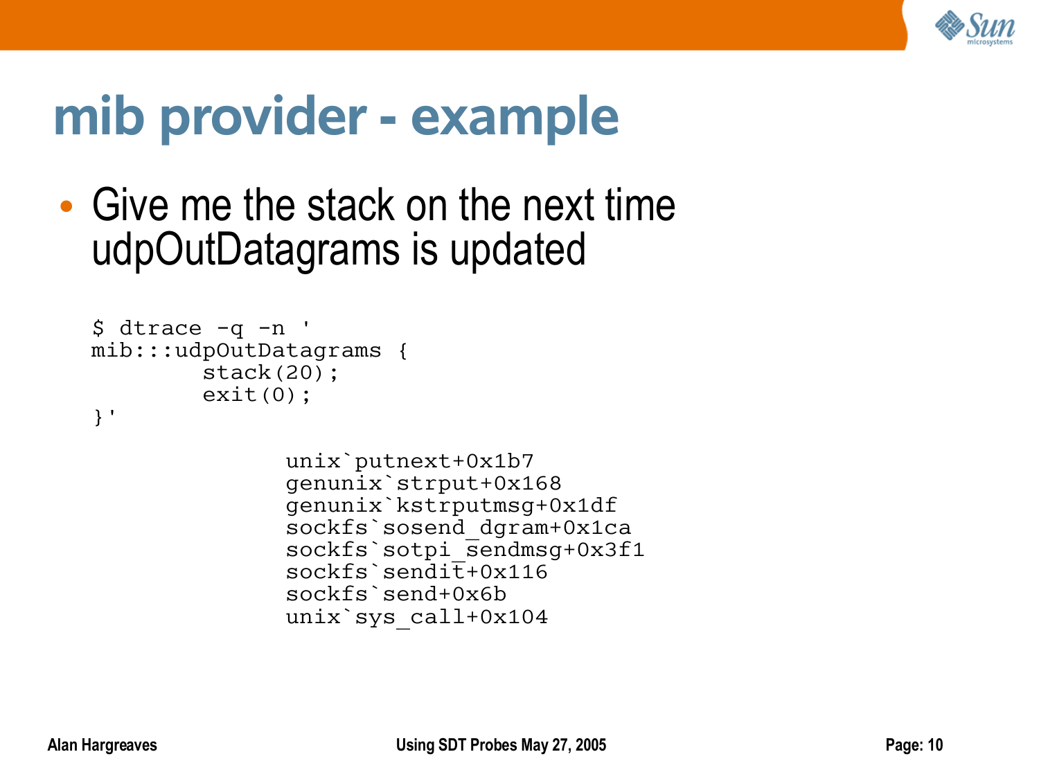# mib provider - example

- Give me the stack on the next time udpOutDatagrams is updated

```
$ dtrace -q -n '
mib:::udpOutDatagrams {
        stack(20);
        exit(0);
}'
```

```
                unix`putnext+0x1b7
                genunix`strput+0x168
                genunix`kstrputmsg+0x1df
                sockfs`sosend_dgram+0x1ca
                sockfs`sotpi_sendmsg+0x3f1
                sockfs`sendit+0x116
                sockfs`send+0x6b
                unix`sys_call+0x104
```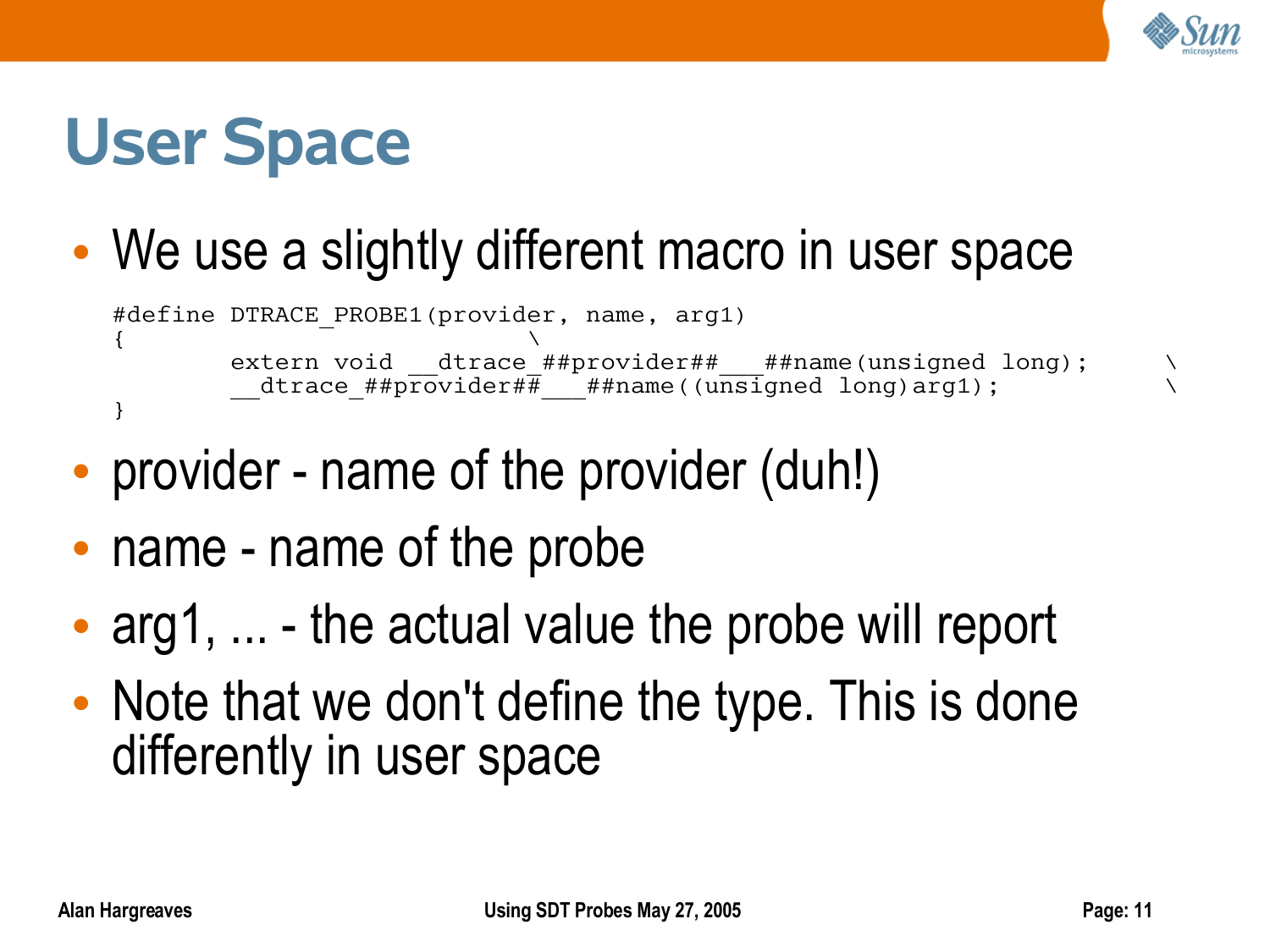# User Space

- We use a slightly different macro in user space

```
#define DTRACE_PROBE1(provider, name, arg1)
{                           \
        extern void __dtrace_##provider##___##name(unsigned long);     \
        __dtrace_##provider##___##name((unsigned long)arg1);           \
}
```

- provider - name of the provider (duh!)
- name - name of the probe
- arg1, ... - the actual value the probe will report
- Note that we don't define the type. This is done differently in user space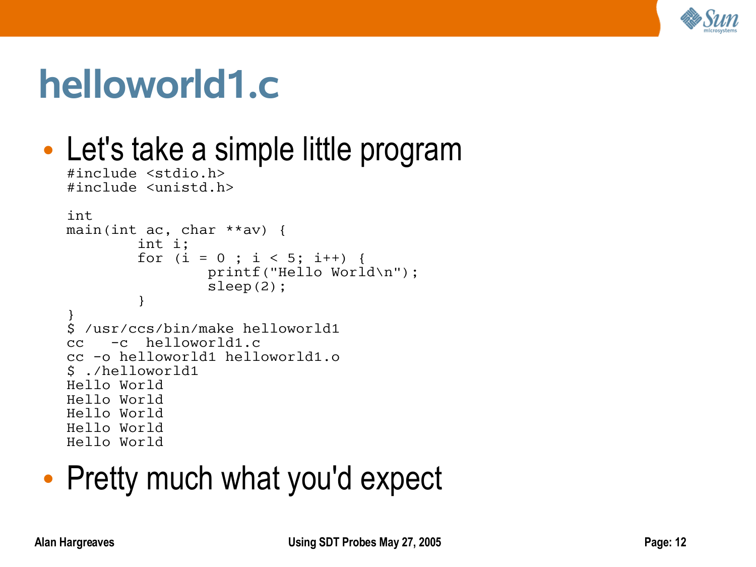# helloworld1.c

- Let's take a simple little program

```
#include <stdio.h>
#include <unistd.h>

int
main(int ac, char **av) {
        int i;
        for (i = 0 ; i < 5; i++) {
                printf("Hello World\n");
                sleep(2);
        }
}
$ /usr/ccs/bin/make helloworld1
cc   -c  helloworld1.c
cc -o helloworld1 helloworld1.o
$ ./helloworld1
Hello World
Hello World
Hello World
Hello World
Hello World
```

- Pretty much what you'd expect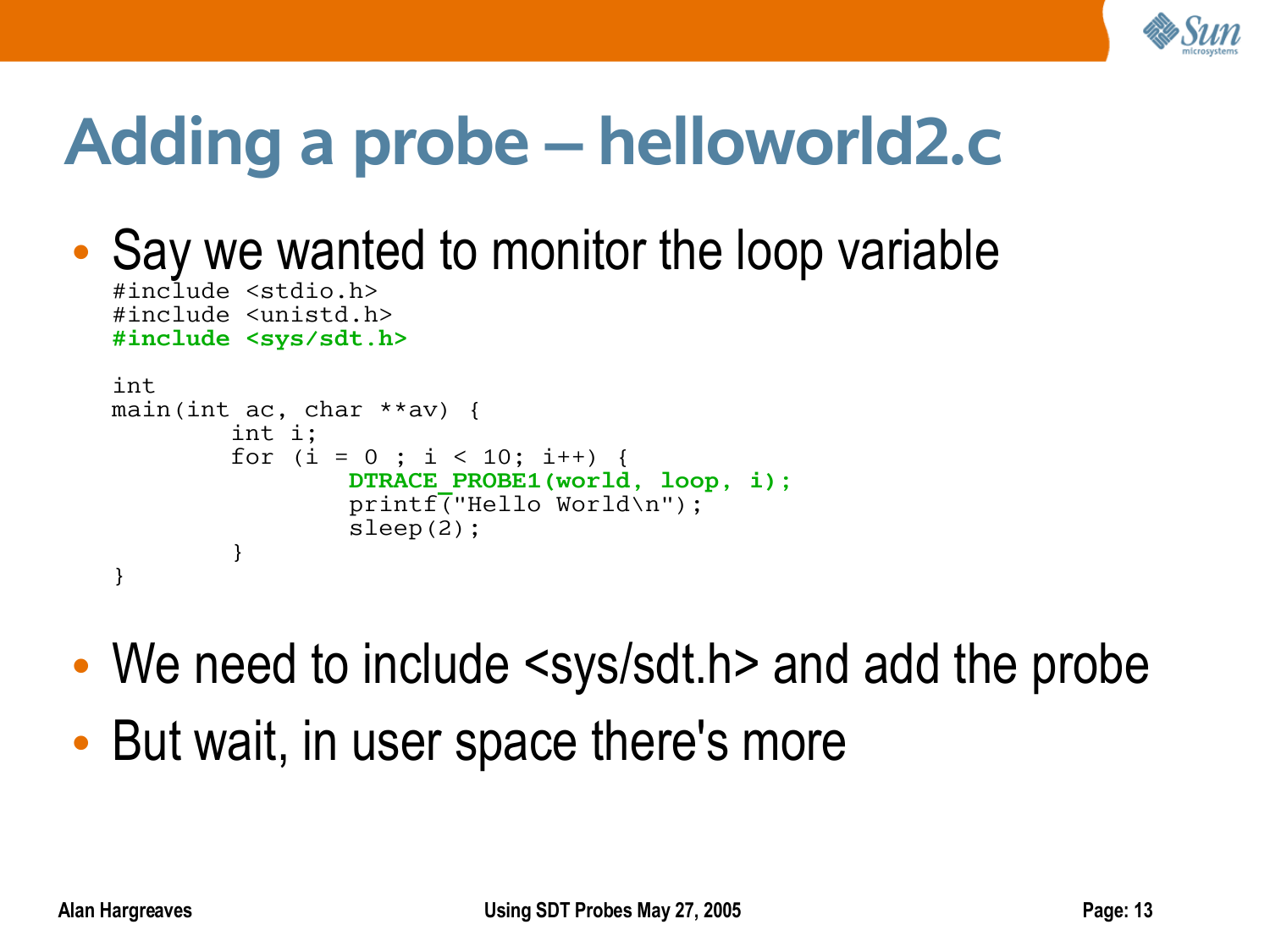# Adding a probe – helloworld2.c

- Say we wanted to monitor the loop variable

```
#include <stdio.h>
#include <unistd.h>
#include <sys/sdt.h>

int
main(int ac, char **av) {
        int i;
        for (i = 0 ; i < 10; i++) {
                DTRACE_PROBE1(world, loop, i);
                printf("Hello World\n");
                sleep(2);
        }
}
```

- We need to include <sys/sdt.h> and add the probe
- But wait, in user space there's more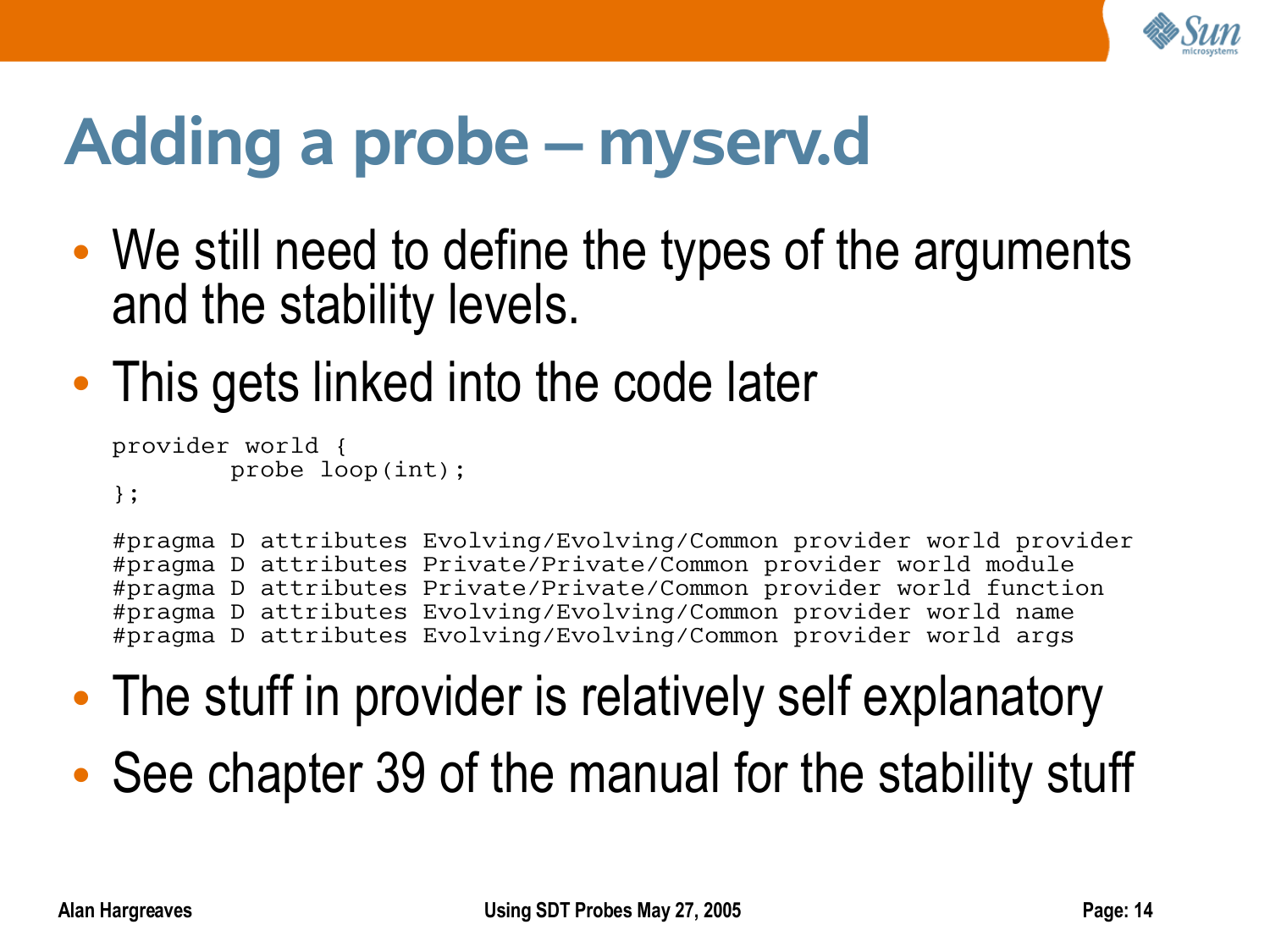# Adding a probe – myserv.d

- We still need to define the types of the arguments and the stability levels.
- This gets linked into the code later

```
provider world {
        probe loop(int);
};

#pragma D attributes Evolving/Evolving/Common provider world provider
#pragma D attributes Private/Private/Common provider world module
#pragma D attributes Private/Private/Common provider world function
#pragma D attributes Evolving/Evolving/Common provider world name
#pragma D attributes Evolving/Evolving/Common provider world args
```

- The stuff in provider is relatively self explanatory
- See chapter 39 of the manual for the stability stuff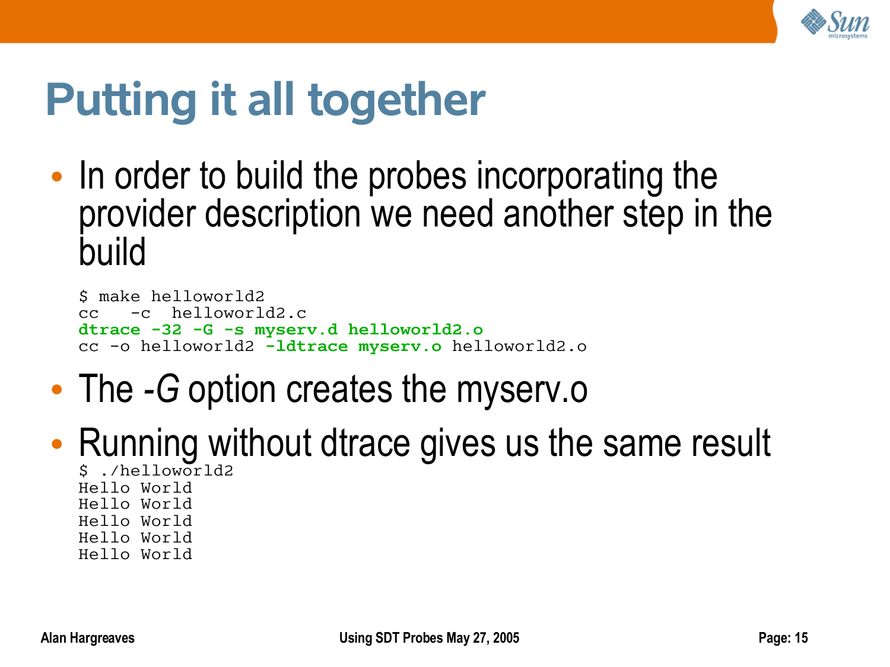# Putting it all together

- In order to build the probes incorporating the provider description we need another step in the build

```
$ make helloworld2
cc   -c  helloworld2.c
dtrace -32 -G -s myserv.d helloworld2.o
cc -o helloworld2 -ldtrace myserv.o helloworld2.o
```

- The *-G* option creates the myserv.o
- Running without dtrace gives us the same result

```
$ ./helloworld2
Hello World
Hello World
Hello World
Hello World
Hello World
```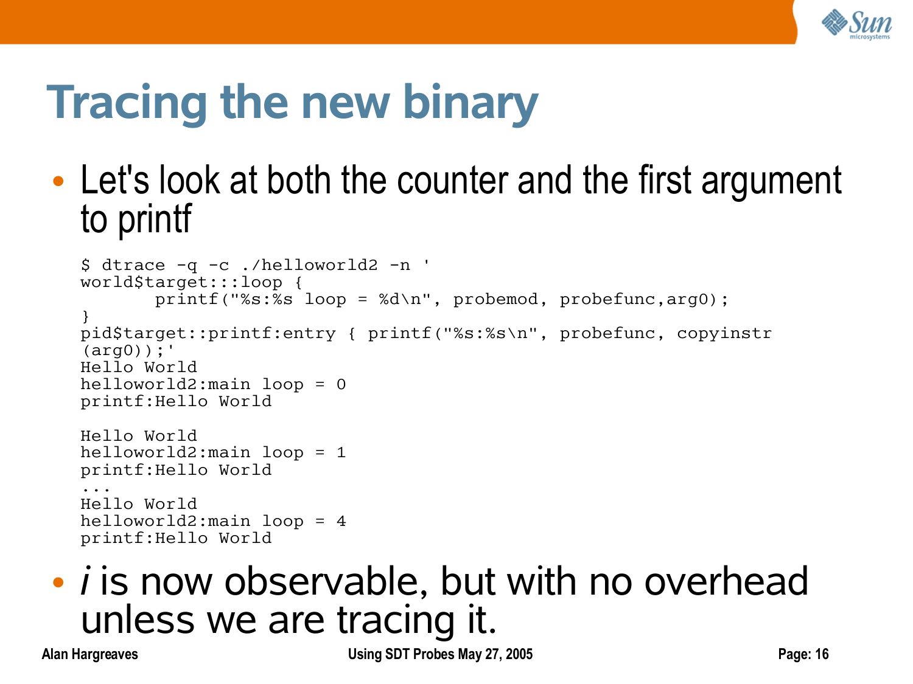# Tracing the new binary

- Let's look at both the counter and the first argument to printf

```
$ dtrace -q -c ./helloworld2 -n '
world$target:::loop {
        printf("%s:%s loop = %d\n", probemod, probefunc,arg0);
}
pid$target::printf:entry { printf("%s:%s\n", probefunc, copyinstr
(arg0));'
Hello World
helloworld2:main loop = 0
printf:Hello World

Hello World
helloworld2:main loop = 1
printf:Hello World
...
Hello World
helloworld2:main loop = 4
printf:Hello World
```

- *i* is now observable, but with no overhead unless we are tracing it.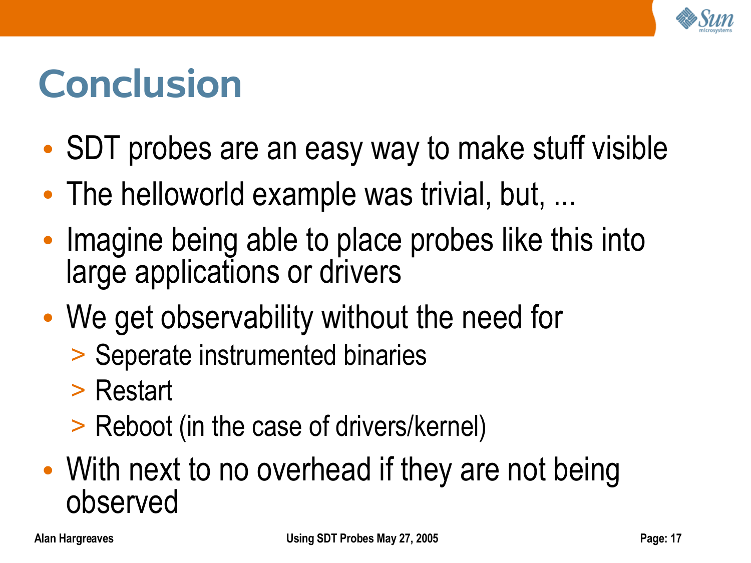# Conclusion

- SDT probes are an easy way to make stuff visible
- The helloworld example was trivial, but, ...
- Imagine being able to place probes like this into large applications or drivers
- We get observability without the need for
  - Seperate instrumented binaries
  - Restart
  - Reboot (in the case of drivers/kernel)
- With next to no overhead if they are not being observed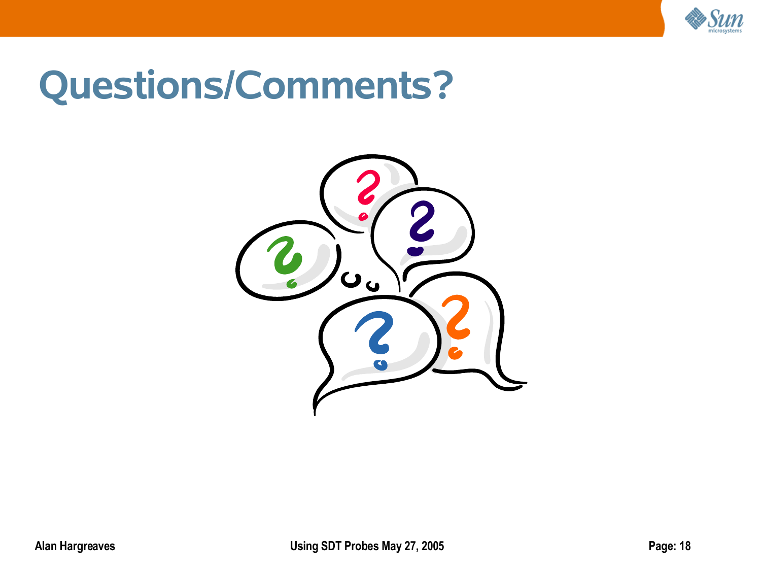# Questions/Comments?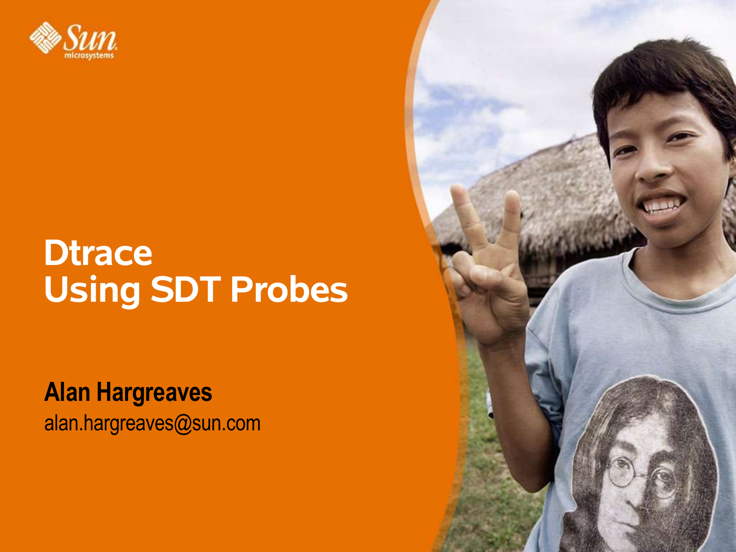# Dtrace
# Using SDT Probes

**Alan Hargreaves**

alan.hargreaves@sun.com